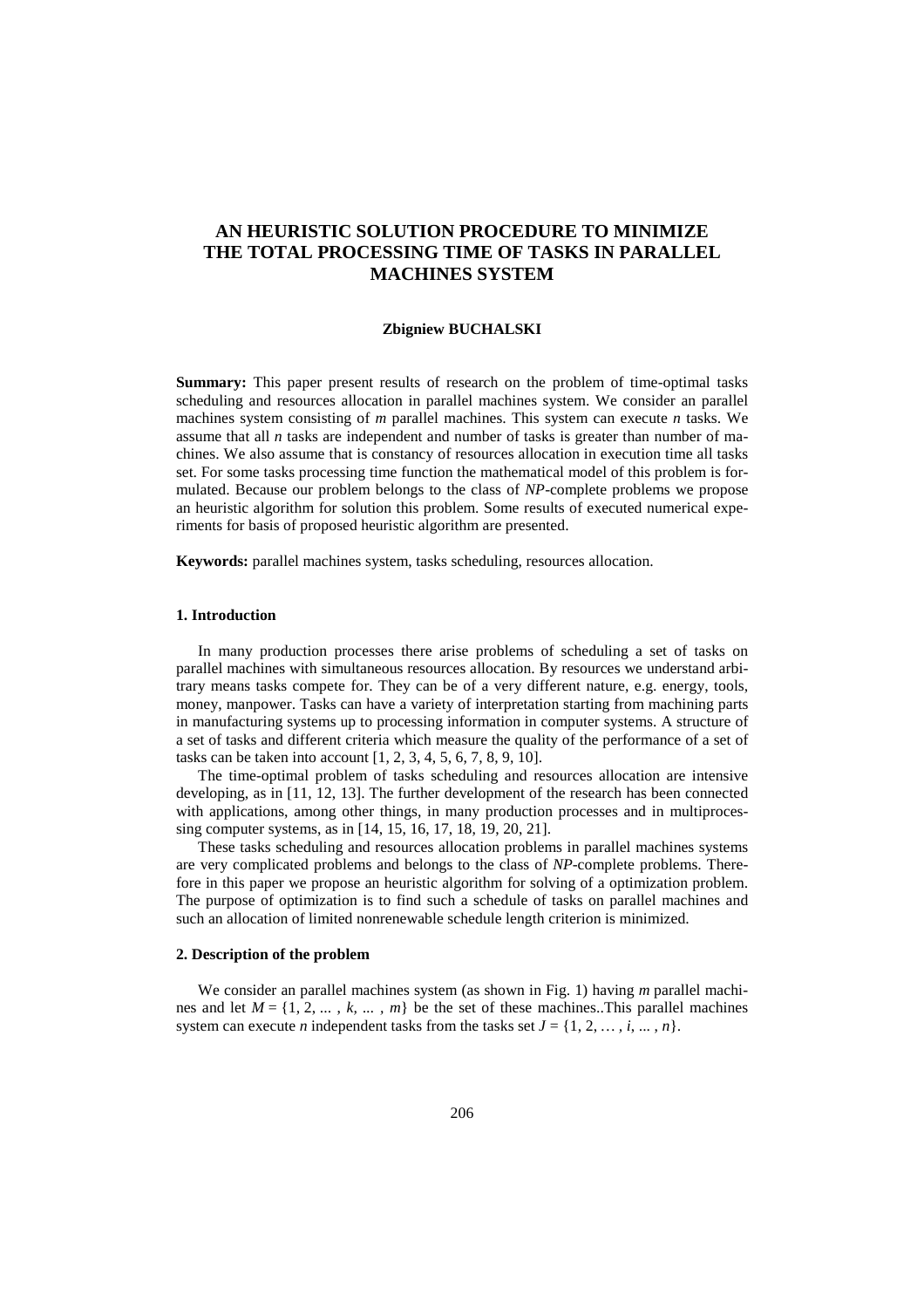# AN HEURISTIC SOLUTION PROCEDURE TO MINIMIZE THE TOTAL PROCESSING TIME OF TASKS IN PARALLEL MACHINES SYSTEM

**Zbigniew BUCHALSKI**

**Summary:** This paper present results of research on the problem of time-optimal tasks scheduling and resources allocation in parallel machines system. We consider an parallel machines system consisting of *m* parallel machines. This system can execute *n* tasks. We assume that all *n* tasks are independent and number of tasks is greater than number of machines. We also assume that is constancy of resources allocation in execution time all tasks set. For some tasks processing time function the mathematical model of this problem is formulated. Because our problem belongs to the class of *NP*-complete problems we propose an heuristic algorithm for solution this problem. Some results of executed numerical experiments for basis of proposed heuristic algorithm are presented.

**Keywords:** parallel machines system, tasks scheduling, resources allocation.

## 1. Introduction

In many production processes there arise problems of scheduling a set of tasks on parallel machines with simultaneous resources allocation. By resources we understand arbitrary means tasks compete for. They can be of a very different nature, e.g. energy, tools, money, manpower. Tasks can have a variety of interpretation starting from machining parts in manufacturing systems up to processing information in computer systems. A structure of a set of tasks and different criteria which measure the quality of the performance of a set of tasks can be taken into account [1, 2, 3, 4, 5, 6, 7, 8, 9, 10].

The time-optimal problem of tasks scheduling and resources allocation are intensive developing, as in [11, 12, 13]. The further development of the research has been connected with applications, among other things, in many production processes and in multiprocessing computer systems, as in [14, 15, 16, 17, 18, 19, 20, 21].

These tasks scheduling and resources allocation problems in parallel machines systems are very complicated problems and belongs to the class of *NP*-complete problems. Therefore in this paper we propose an heuristic algorithm for solving of a optimization problem. The purpose of optimization is to find such a schedule of tasks on parallel machines and such an allocation of limited nonrenewable schedule length criterion is minimized.

## 2. Description of the problem

We consider an parallel machines system (as shown in Fig. 1) having *m* parallel machines and let $M = \{1, 2, ... , k, ... , m\}$ be the set of these machines..This parallel machines system can execute *n* independent tasks from the tasks set $J = \{1, 2, \dots , i, ... , n\}$.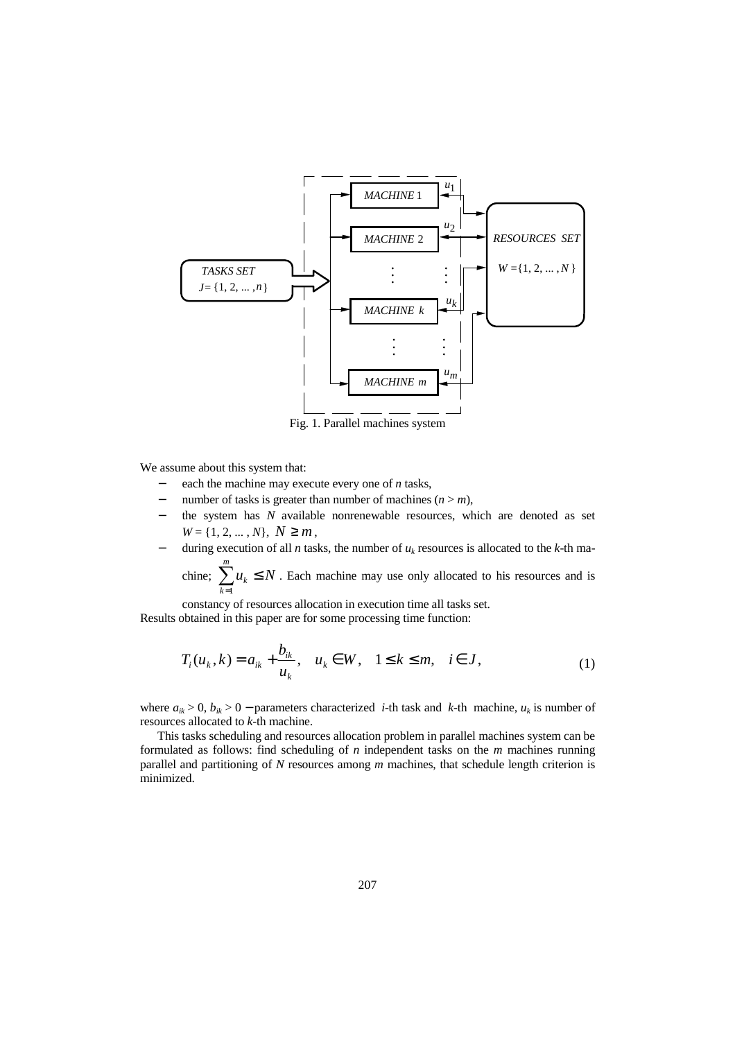Fig. 1. Parallel machines system

We assume about this system that:

- each the machine may execute every one of $n$ tasks,
- number of tasks is greater than number of machines ($n > m$),
- the system has $N$ available nonrenewable resources, which are denoted as set $W = \{1, 2, \ldots, N\}$, $N \geq m$,
- during execution of all $n$ tasks, the number of $u_k$ resources is allocated to the $k$-th machine; $\sum_{k=1}^{m} u_k \leq N$. Each machine may use only allocated to his resources and is constancy of resources allocation in execution time all tasks set.

Results obtained in this paper are for some processing time function:

$$T_i(u_k, k) = a_{ik} + \frac{b_{ik}}{u_k}, \quad u_k \in W, \quad 1 \leq k \leq m, \quad i \in J, \tag{1}$$

where $a_{ik} > 0$, $b_{ik} > 0$ − parameters characterized $i$-th task and $k$-th machine, $u_k$ is number of resources allocated to $k$-th machine.

This tasks scheduling and resources allocation problem in parallel machines system can be formulated as follows: find scheduling of $n$ independent tasks on the $m$ machines running parallel and partitioning of $N$ resources among $m$ machines, that schedule length criterion is minimized.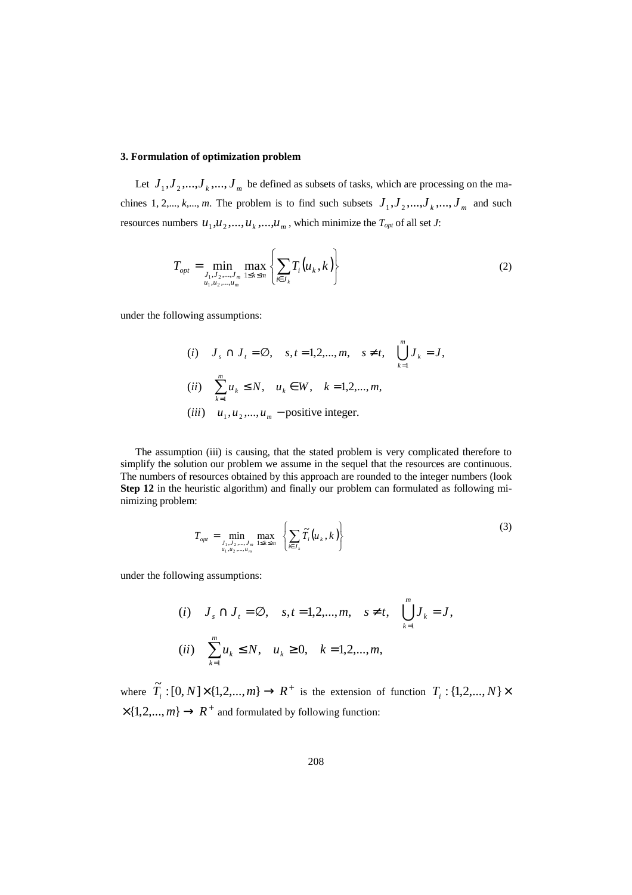### 3. Formulation of optimization problem

Let $J_1, J_2, ..., J_k, ..., J_m$ be defined as subsets of tasks, which are processing on the machines 1, 2,..., *k*,..., *m*. The problem is to find such subsets $J_1, J_2, ..., J_k, ..., J_m$ and such resources numbers $u_1, u_2, ..., u_k, ..., u_m$, which minimize the $T_{opt}$ of all set *J*:

$$T_{opt} = \min_{\substack{J_1, J_2, ..., J_m \\ u_1, u_2, ..., u_m}} \max_{1 \le k \le m} \left\{ \sum_{i \in J_k} T_i(u_k, k) \right\} \tag{2}$$

under the following assumptions:

$$(i) \quad J_s \cap J_t = \emptyset, \quad s, t = 1, 2, ..., m, \quad s \neq t, \quad \bigcup_{k=1}^{m} J_k = J,$$

$$(ii) \quad \sum_{k=1}^{m} u_k \le N, \quad u_k \in W, \quad k = 1, 2, ..., m,$$

$$(iii) \quad u_1, u_2, ..., u_m - \text{positive integer.}$$

The assumption (iii) is causing, that the stated problem is very complicated therefore to simplify the solution our problem we assume in the sequel that the resources are continuous. The numbers of resources obtained by this approach are rounded to the integer numbers (look **Step 12** in the heuristic algorithm) and finally our problem can formulated as following minimizing problem:

$$T_{opt} = \min_{\substack{J_1, J_2, ..., J_m \\ u_1, u_2, ..., u_m}} \max_{1 \le k \le m} \left\{ \sum_{i \in J_k} \tilde{T}_i(u_k, k) \right\} \tag{3}$$

under the following assumptions:

$$(i) \quad J_s \cap J_t = \emptyset, \quad s, t = 1, 2, ..., m, \quad s \neq t, \quad \bigcup_{k=1}^{m} J_k = J,$$

$$(ii) \quad \sum_{k=1}^{m} u_k \le N, \quad u_k \ge 0, \quad k = 1, 2, ..., m,$$

where $\tilde{T}_i : [0, N] \times \{1, 2, ..., m\} \to R^+$ is the extension of function $T_i : \{1, 2, ..., N\} \times \times \{1, 2, ..., m\} \to R^+$ and formulated by following function: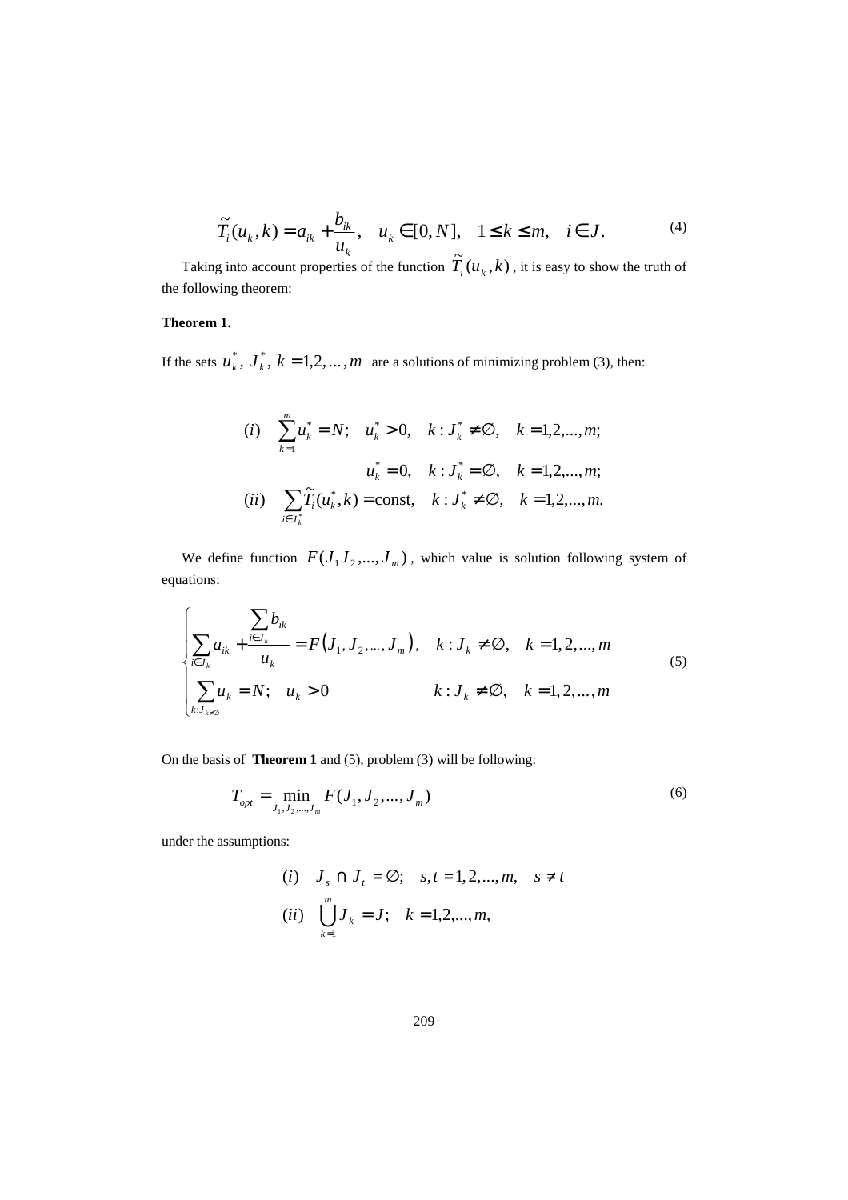$$\tilde{T}_i(u_k, k) = a_{ik} + \frac{b_{ik}}{u_k}, \quad u_k \in [0, N], \quad 1 \le k \le m, \quad i \in J. \tag{4}$$

Taking into account properties of the function $\tilde{T}_i(u_k, k)$, it is easy to show the truth of the following theorem:

**Theorem 1.**

If the sets $u_k^*,\ J_k^*,\ k = 1, 2, \ldots, m$ are a solutions of minimizing problem (3), then:

$$\begin{aligned}
(i) \quad & \sum_{k=1}^{m} u_k^* = N; \quad u_k^* > 0, \quad k : J_k^* \neq \varnothing, \quad k = 1,2,\ldots,m; \\
& u_k^* = 0, \quad k : J_k^* = \varnothing, \quad k = 1,2,\ldots,m; \\
(ii) \quad & \sum_{i \in J_k^*} \tilde{T}_i(u_k^*, k) = \text{const}, \quad k : J_k^* \neq \varnothing, \quad k = 1,2,\ldots,m.
\end{aligned}$$

We define function $F(J_1 J_2, \ldots, J_m)$, which value is solution following system of equations:

$$\begin{cases}
\sum_{i \in J_k} a_{ik} + \dfrac{\sum_{i \in J_k} b_{ik}}{u_k} = F\left(J_1, J_2, \ldots, J_m\right), & k : J_k \neq \varnothing, \quad k = 1, 2, \ldots, m \\
\sum_{k : J_k \neq \varnothing} u_k = N; \quad u_k > 0 & k : J_k \neq \varnothing, \quad k = 1, 2, \ldots, m
\end{cases} \tag{5}$$

On the basis of **Theorem 1** and (5), problem (3) will be following:

$$T_{opt} = \min_{J_1, J_2, \ldots, J_m} F(J_1, J_2, \ldots, J_m) \tag{6}$$

under the assumptions:

$$\begin{aligned}
(i) \quad & J_s \cap J_t = \varnothing; \quad s, t = 1, 2, \ldots, m, \quad s \neq t \\
(ii) \quad & \bigcup_{k=1}^{m} J_k = J; \quad k = 1,2,\ldots,m,
\end{aligned}$$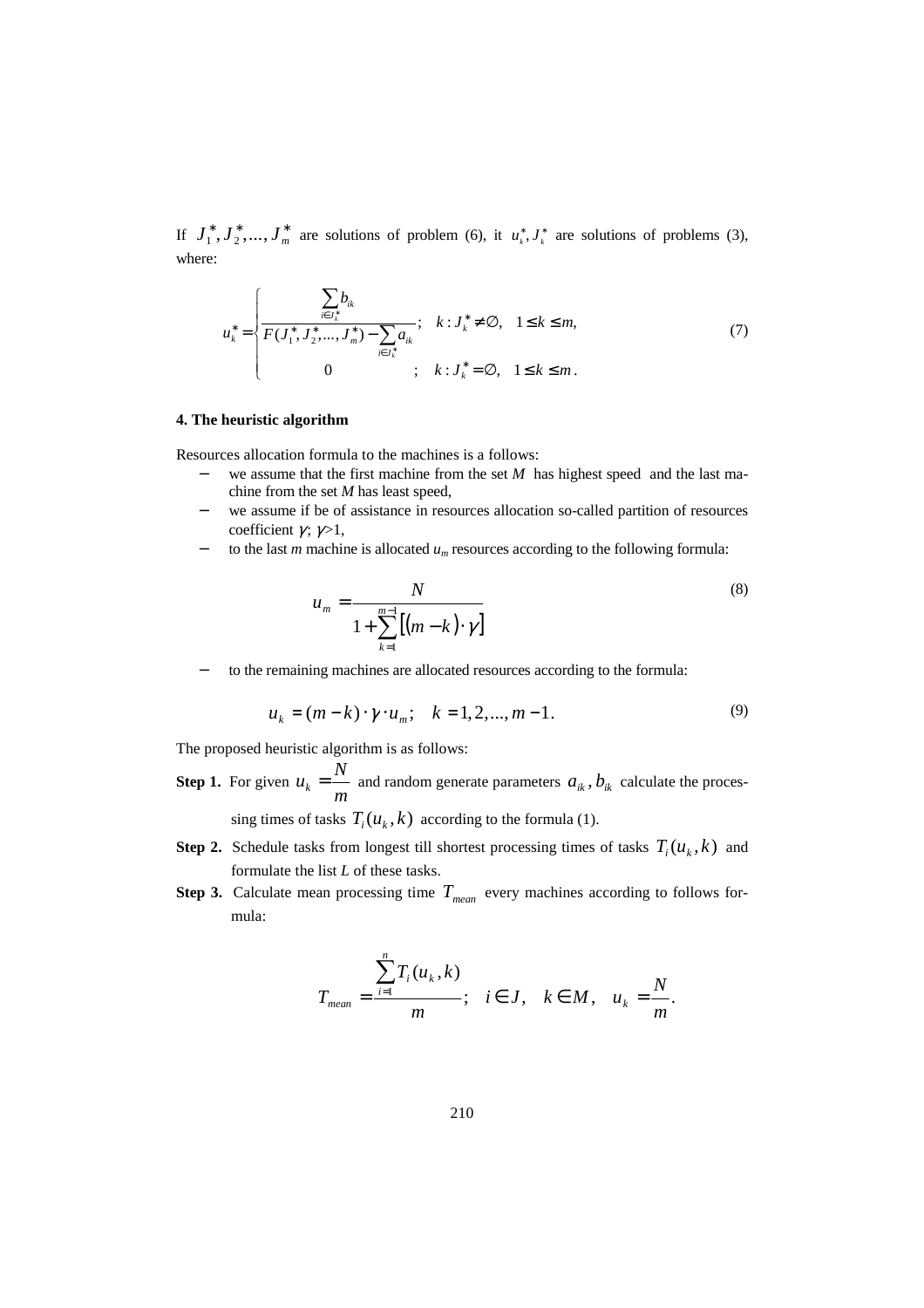If $J_1^*, J_2^*, ..., J_m^*$ are solutions of problem (6), it $u_k^*, J_k^*$ are solutions of problems (3), where:

$$u_k^* = \begin{cases} \dfrac{\sum_{i \in J_k^*} b_{ik}}{F(J_1^*, J_2^*, ..., J_m^*) - \sum_{i \in J_k^*} a_{ik}}; & k : J_k^* \neq \emptyset, \quad 1 \leq k \leq m, \\ 0 & ; \quad k : J_k^* = \emptyset, \quad 1 \leq k \leq m. \end{cases} \tag{7}$$

#### 4. The heuristic algorithm

Resources allocation formula to the machines is a follows:

- we assume that the first machine from the set $M$ has highest speed and the last machine from the set $M$ has least speed,
- we assume if be of assistance in resources allocation so-called partition of resources coefficient $\gamma$; $\gamma$>1,
- to the last $m$ machine is allocated $u_m$ resources according to the following formula:

$$u_m = \frac{N}{1 + \sum_{k=1}^{m-1} \left[ (m-k) \cdot \gamma \right]} \tag{8}$$

- to the remaining machines are allocated resources according to the formula:

$$u_k = (m-k) \cdot \gamma \cdot u_m; \quad k = 1, 2, ..., m-1. \tag{9}$$

The proposed heuristic algorithm is as follows:

**Step 1.** For given $u_k = \dfrac{N}{m}$ and random generate parameters $a_{ik}, b_{ik}$ calculate the processing times of tasks $T_i(u_k, k)$ according to the formula (1).

**Step 2.** Schedule tasks from longest till shortest processing times of tasks $T_i(u_k, k)$ and formulate the list $L$ of these tasks.

**Step 3.** Calculate mean processing time $T_{mean}$ every machines according to follows formula:

$$T_{mean} = \frac{\sum_{i=1}^{n} T_i(u_k, k)}{m}; \quad i \in J, \quad k \in M, \quad u_k = \frac{N}{m}.$$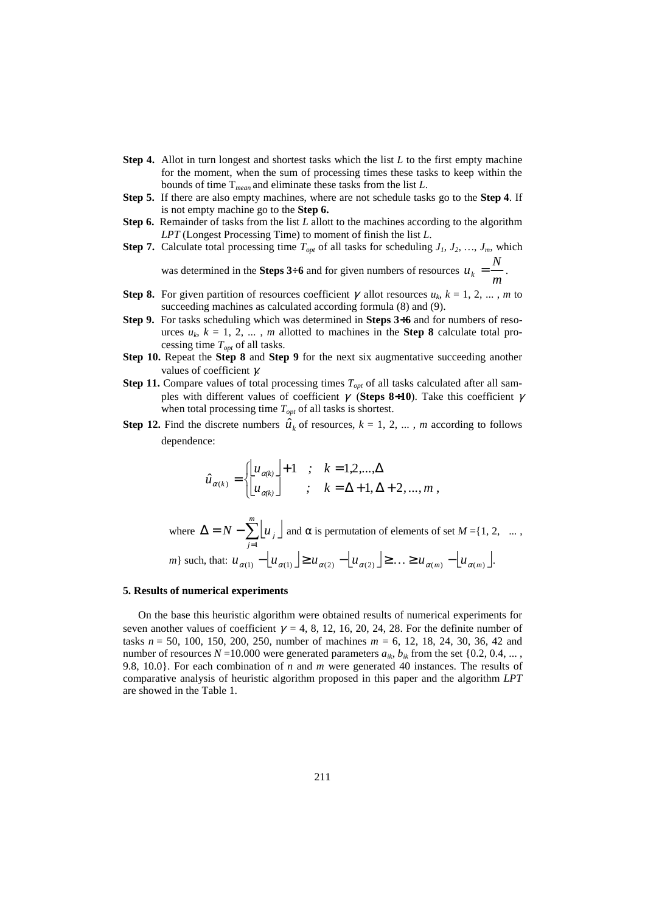**Step 4.** Allot in turn longest and shortest tasks which the list $L$ to the first empty machine for the moment, when the sum of processing times these tasks to keep within the bounds of time $T_{mean}$ and eliminate these tasks from the list $L$.

**Step 5.** If there are also empty machines, where are not schedule tasks go to the **Step 4**. If is not empty machine go to the **Step 6.**

**Step 6.** Remainder of tasks from the list $L$ allott to the machines according to the algorithm *LPT* (Longest Processing Time) to moment of finish the list $L$.

**Step 7.** Calculate total processing time $T_{opt}$ of all tasks for scheduling $J_1, J_2, \ldots, J_m$, which was determined in the **Steps 3÷6** and for given numbers of resources $u_k = \frac{N}{m}$.

**Step 8.** For given partition of resources coefficient $\gamma$ allot resources $u_k$, $k = 1, 2, \ldots, m$ to succeeding machines as calculated according formula (8) and (9).

**Step 9.** For tasks scheduling which was determined in **Steps 3÷6** and for numbers of resources $u_k$, $k = 1, 2, \ldots, m$ allotted to machines in the **Step 8** calculate total processing time $T_{opt}$ of all tasks.

**Step 10.** Repeat the **Step 8** and **Step 9** for the next six augmentative succeeding another values of coefficient $\gamma$.

**Step 11.** Compare values of total processing times $T_{opt}$ of all tasks calculated after all samples with different values of coefficient $\gamma$ (**Steps 8÷10**). Take this coefficient $\gamma$ when total processing time $T_{opt}$ of all tasks is shortest.

**Step 12.** Find the discrete numbers $\hat{u}_k$ of resources, $k = 1, 2, \ldots, m$ according to follows dependence:

$$\hat{u}_{\alpha(k)} = \begin{cases} \lfloor u_{\alpha(k)} \rfloor + 1 & ; \quad k = 1, 2, \ldots, \Delta \\ \lfloor u_{\alpha(k)} \rfloor & ; \quad k = \Delta + 1, \Delta + 2, \ldots, m \end{cases},$$

where $\Delta = N - \sum_{j=1}^{m} \lfloor u_j \rfloor$ and $\alpha$ is permutation of elements of set $M = \{1, 2, \ldots, m\}$ such, that: $u_{\alpha(1)} - \lfloor u_{\alpha(1)} \rfloor \geq u_{\alpha(2)} - \lfloor u_{\alpha(2)} \rfloor \geq \ldots \geq u_{\alpha(m)} - \lfloor u_{\alpha(m)} \rfloor$.

## 5. Results of numerical experiments

On the base this heuristic algorithm were obtained results of numerical experiments for seven another values of coefficient $\gamma = 4, 8, 12, 16, 20, 24, 28$. For the definite number of tasks $n = 50, 100, 150, 200, 250$, number of machines $m = 6, 12, 18, 24, 30, 36, 42$ and number of resources $N = 10.000$ were generated parameters $a_{ik}$, $b_{ik}$ from the set $\{0.2, 0.4, \ldots, 9.8, 10.0\}$. For each combination of $n$ and $m$ were generated 40 instances. The results of comparative analysis of heuristic algorithm proposed in this paper and the algorithm *LPT* are showed in the Table 1.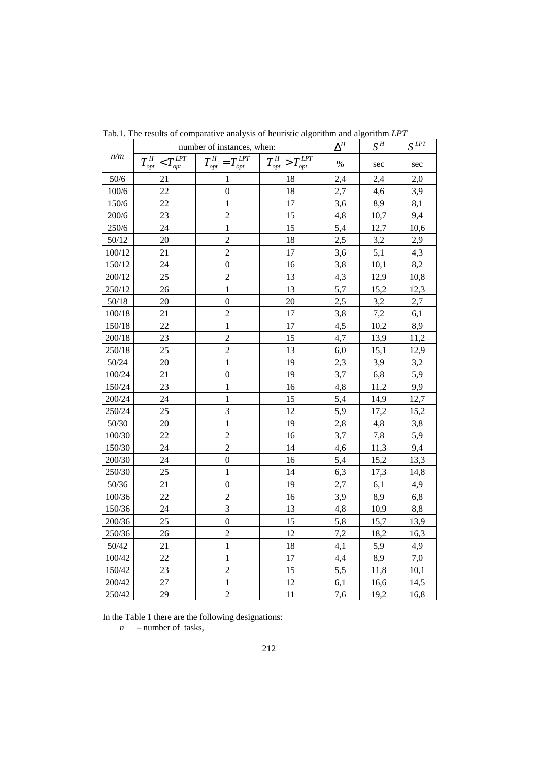Tab.1. The results of comparative analysis of heuristic algorithm and algorithm *LPT*

| *n/m* | number of instances, when: | | | $\Delta^H$ | $S^H$ | $S^{LPT}$ |
|---|---|---|---|---|---|---|
| | $T^H_{opt} < T^{LPT}_{opt}$ | $T^H_{opt} = T^{LPT}_{opt}$ | $T^H_{opt} > T^{LPT}_{opt}$ | % | sec | sec |
| 50/6 | 21 | 1 | 18 | 2,4 | 2,4 | 2,0 |
| 100/6 | 22 | 0 | 18 | 2,7 | 4,6 | 3,9 |
| 150/6 | 22 | 1 | 17 | 3,6 | 8,9 | 8,1 |
| 200/6 | 23 | 2 | 15 | 4,8 | 10,7 | 9,4 |
| 250/6 | 24 | 1 | 15 | 5,4 | 12,7 | 10,6 |
| 50/12 | 20 | 2 | 18 | 2,5 | 3,2 | 2,9 |
| 100/12 | 21 | 2 | 17 | 3,6 | 5,1 | 4,3 |
| 150/12 | 24 | 0 | 16 | 3,8 | 10,1 | 8,2 |
| 200/12 | 25 | 2 | 13 | 4,3 | 12,9 | 10,8 |
| 250/12 | 26 | 1 | 13 | 5,7 | 15,2 | 12,3 |
| 50/18 | 20 | 0 | 20 | 2,5 | 3,2 | 2,7 |
| 100/18 | 21 | 2 | 17 | 3,8 | 7,2 | 6,1 |
| 150/18 | 22 | 1 | 17 | 4,5 | 10,2 | 8,9 |
| 200/18 | 23 | 2 | 15 | 4,7 | 13,9 | 11,2 |
| 250/18 | 25 | 2 | 13 | 6,0 | 15,1 | 12,9 |
| 50/24 | 20 | 1 | 19 | 2,3 | 3,9 | 3,2 |
| 100/24 | 21 | 0 | 19 | 3,7 | 6,8 | 5,9 |
| 150/24 | 23 | 1 | 16 | 4,8 | 11,2 | 9,9 |
| 200/24 | 24 | 1 | 15 | 5,4 | 14,9 | 12,7 |
| 250/24 | 25 | 3 | 12 | 5,9 | 17,2 | 15,2 |
| 50/30 | 20 | 1 | 19 | 2,8 | 4,8 | 3,8 |
| 100/30 | 22 | 2 | 16 | 3,7 | 7,8 | 5,9 |
| 150/30 | 24 | 2 | 14 | 4,6 | 11,3 | 9,4 |
| 200/30 | 24 | 0 | 16 | 5,4 | 15,2 | 13,3 |
| 250/30 | 25 | 1 | 14 | 6,3 | 17,3 | 14,8 |
| 50/36 | 21 | 0 | 19 | 2,7 | 6,1 | 4,9 |
| 100/36 | 22 | 2 | 16 | 3,9 | 8,9 | 6,8 |
| 150/36 | 24 | 3 | 13 | 4,8 | 10,9 | 8,8 |
| 200/36 | 25 | 0 | 15 | 5,8 | 15,7 | 13,9 |
| 250/36 | 26 | 2 | 12 | 7,2 | 18,2 | 16,3 |
| 50/42 | 21 | 1 | 18 | 4,1 | 5,9 | 4,9 |
| 100/42 | 22 | 1 | 17 | 4,4 | 8,9 | 7,0 |
| 150/42 | 23 | 2 | 15 | 5,5 | 11,8 | 10,1 |
| 200/42 | 27 | 1 | 12 | 6,1 | 16,6 | 14,5 |
| 250/42 | 29 | 2 | 11 | 7,6 | 19,2 | 16,8 |

In the Table 1 there are the following designations:

$n$ – number of tasks,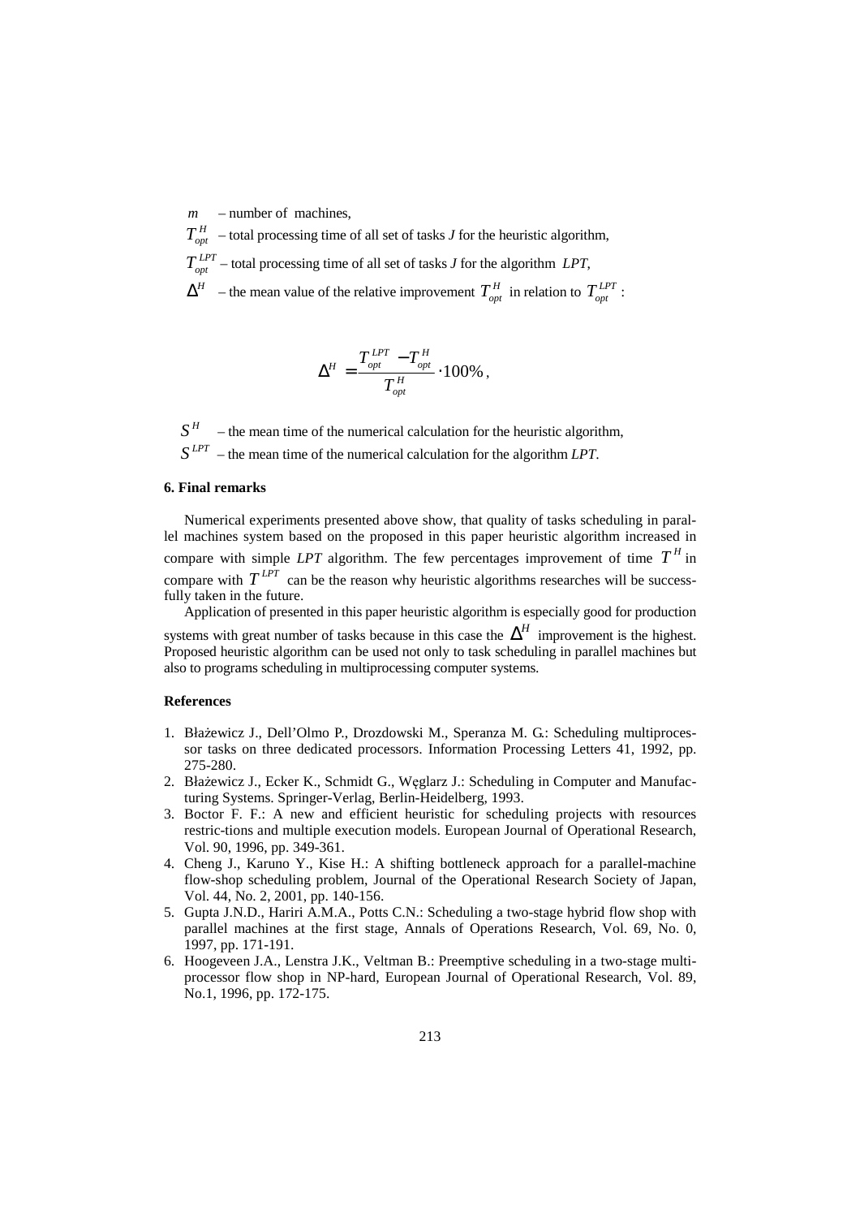$m$ – number of machines,

$T_{opt}^{H}$ – total processing time of all set of tasks $J$ for the heuristic algorithm,

$T_{opt}^{LPT}$ – total processing time of all set of tasks $J$ for the algorithm *LPT*,

$\Delta^{H}$ – the mean value of the relative improvement $T_{opt}^{H}$ in relation to $T_{opt}^{LPT}$ :

$$\Delta^{H} = \frac{T_{opt}^{LPT} - T_{opt}^{H}}{T_{opt}^{H}} \cdot 100\%,$$

$S^{H}$ – the mean time of the numerical calculation for the heuristic algorithm,

$S^{LPT}$ – the mean time of the numerical calculation for the algorithm *LPT*.

### 6. Final remarks

Numerical experiments presented above show, that quality of tasks scheduling in parallel machines system based on the proposed in this paper heuristic algorithm increased in compare with simple *LPT* algorithm. The few percentages improvement of time $T^{H}$ in compare with $T^{LPT}$ can be the reason why heuristic algorithms researches will be successfully taken in the future.

Application of presented in this paper heuristic algorithm is especially good for production systems with great number of tasks because in this case the $\Delta^{H}$ improvement is the highest. Proposed heuristic algorithm can be used not only to task scheduling in parallel machines but also to programs scheduling in multiprocessing computer systems.

### References

1. Błażewicz J., Dell'Olmo P., Drozdowski M., Speranza M. G.: Scheduling multiprocessor tasks on three dedicated processors. Information Processing Letters 41, 1992, pp. 275-280.
2. Błażewicz J., Ecker K., Schmidt G., Węglarz J.: Scheduling in Computer and Manufacturing Systems. Springer-Verlag, Berlin-Heidelberg, 1993.
3. Boctor F. F.: A new and efficient heuristic for scheduling projects with resources restric-tions and multiple execution models. European Journal of Operational Research, Vol. 90, 1996, pp. 349-361.
4. Cheng J., Karuno Y., Kise H.: A shifting bottleneck approach for a parallel-machine flow-shop scheduling problem, Journal of the Operational Research Society of Japan, Vol. 44, No. 2, 2001, pp. 140-156.
5. Gupta J.N.D., Hariri A.M.A., Potts C.N.: Scheduling a two-stage hybrid flow shop with parallel machines at the first stage, Annals of Operations Research, Vol. 69, No. 0, 1997, pp. 171-191.
6. Hoogeveen J.A., Lenstra J.K., Veltman B.: Preemptive scheduling in a two-stage multiprocessor flow shop in NP-hard, European Journal of Operational Research, Vol. 89, No.1, 1996, pp. 172-175.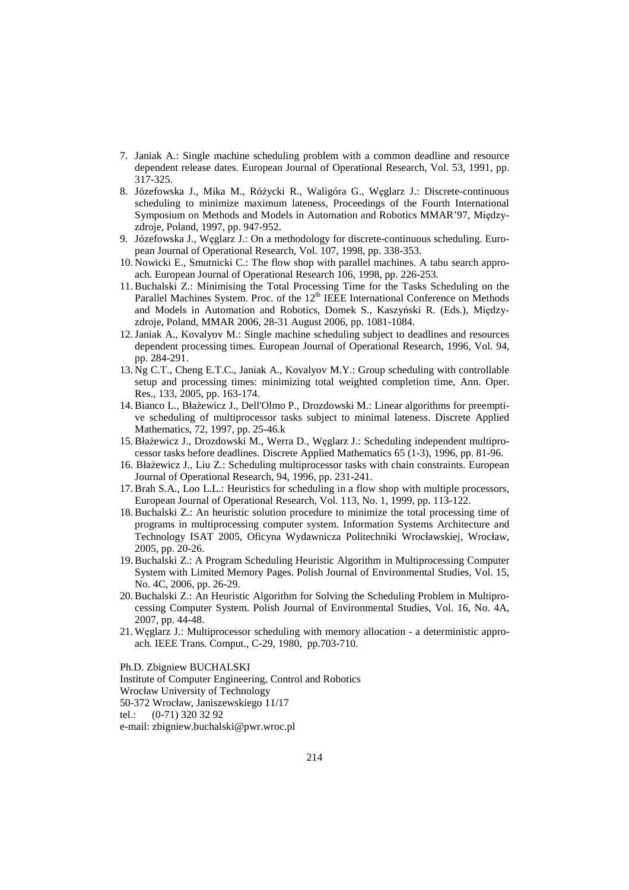7. Janiak A.: Single machine scheduling problem with a common deadline and resource dependent release dates. European Journal of Operational Research, Vol. 53, 1991, pp. 317-325.
8. Józefowska J., Mika M., Różycki R., Waligóra G., Węglarz J.: Discrete-continuous scheduling to minimize maximum lateness, Proceedings of the Fourth International Symposium on Methods and Models in Automation and Robotics MMAR'97, Międzyzdroje, Poland, 1997, pp. 947-952.
9. Józefowska J., Węglarz J.: On a methodology for discrete-continuous scheduling. European Journal of Operational Research, Vol. 107, 1998, pp. 338-353.
10. Nowicki E., Smutnicki C.: The flow shop with parallel machines. A tabu search approach. European Journal of Operational Research 106, 1998, pp. 226-253.
11. Buchalski Z.: Minimising the Total Processing Time for the Tasks Scheduling on the Parallel Machines System. Proc. of the 12th IEEE International Conference on Methods and Models in Automation and Robotics, Domek S., Kaszyński R. (Eds.), Międzyzdroje, Poland, MMAR 2006, 28-31 August 2006, pp. 1081-1084.
12. Janiak A., Kovalyov M.: Single machine scheduling subject to deadlines and resources dependent processing times. European Journal of Operational Research, 1996, Vol. 94, pp. 284-291.
13. Ng C.T., Cheng E.T.C., Janiak A., Kovalyov M.Y.: Group scheduling with controllable setup and processing times: minimizing total weighted completion time, Ann. Oper. Res., 133, 2005, pp. 163-174.
14. Bianco L., Błażewicz J., Dell'Olmo P., Drozdowski M.: Linear algorithms for preemptive scheduling of multiprocessor tasks subject to minimal lateness. Discrete Applied Mathematics, 72, 1997, pp. 25-46.k
15. Błażewicz J., Drozdowski M., Werra D., Węglarz J.: Scheduling independent multiprocessor tasks before deadlines. Discrete Applied Mathematics 65 (1-3), 1996, pp. 81-96.
16. Błażewicz J., Liu Z.: Scheduling multiprocessor tasks with chain constraints. European Journal of Operational Research, 94, 1996, pp. 231-241.
17. Brah S.A., Loo L.L.: Heuristics for scheduling in a flow shop with multiple processors, European Journal of Operational Research, Vol. 113, No. 1, 1999, pp. 113-122.
18. Buchalski Z.: An heuristic solution procedure to minimize the total processing time of programs in multiprocessing computer system. Information Systems Architecture and Technology ISAT 2005, Oficyna Wydawnicza Politechniki Wrocławskiej, Wrocław, 2005, pp. 20-26.
19. Buchalski Z.: A Program Scheduling Heuristic Algorithm in Multiprocessing Computer System with Limited Memory Pages. Polish Journal of Environmental Studies, Vol. 15, No. 4C, 2006, pp. 26-29.
20. Buchalski Z.: An Heuristic Algorithm for Solving the Scheduling Problem in Multiprocessing Computer System. Polish Journal of Environmental Studies, Vol. 16, No. 4A, 2007, pp. 44-48.
21. Węglarz J.: Multiprocessor scheduling with memory allocation - a deterministic approach. IEEE Trans. Comput., C-29, 1980, pp.703-710.

Ph.D. Zbigniew BUCHALSKI
Institute of Computer Engineering, Control and Robotics
Wrocław University of Technology
50-372 Wrocław, Janiszewskiego 11/17
tel.: (0-71) 320 32 92
e-mail: zbigniew.buchalski@pwr.wroc.pl